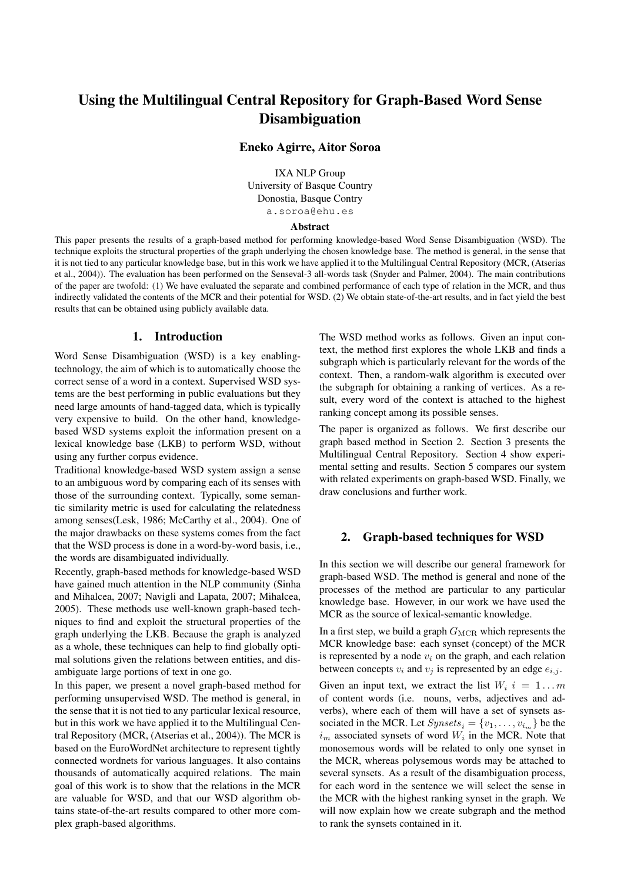# Using the Multilingual Central Repository for Graph-Based Word Sense Disambiguation

**Eneko Agirre, Aitor Soroa**

IXA NLP Group
University of Basque Country
Donostia, Basque Contry
a.soroa@ehu.es

### Abstract

This paper presents the results of a graph-based method for performing knowledge-based Word Sense Disambiguation (WSD). The technique exploits the structural properties of the graph underlying the chosen knowledge base. The method is general, in the sense that it is not tied to any particular knowledge base, but in this work we have applied it to the Multilingual Central Repository (MCR, (Atserias et al., 2004)). The evaluation has been performed on the Senseval-3 all-words task (Snyder and Palmer, 2004). The main contributions of the paper are twofold: (1) We have evaluated the separate and combined performance of each type of relation in the MCR, and thus indirectly validated the contents of the MCR and their potential for WSD. (2) We obtain state-of-the-art results, and in fact yield the best results that can be obtained using publicly available data.

## 1. Introduction

Word Sense Disambiguation (WSD) is a key enabling-technology, the aim of which is to automatically choose the correct sense of a word in a context. Supervised WSD systems are the best performing in public evaluations but they need large amounts of hand-tagged data, which is typically very expensive to build. On the other hand, knowledge-based WSD systems exploit the information present on a lexical knowledge base (LKB) to perform WSD, without using any further corpus evidence.

Traditional knowledge-based WSD system assign a sense to an ambiguous word by comparing each of its senses with those of the surrounding context. Typically, some semantic similarity metric is used for calculating the relatedness among senses(Lesk, 1986; McCarthy et al., 2004). One of the major drawbacks on these systems comes from the fact that the WSD process is done in a word-by-word basis, i.e., the words are disambiguated individually.

Recently, graph-based methods for knowledge-based WSD have gained much attention in the NLP community (Sinha and Mihalcea, 2007; Navigli and Lapata, 2007; Mihalcea, 2005). These methods use well-known graph-based techniques to find and exploit the structural properties of the graph underlying the LKB. Because the graph is analyzed as a whole, these techniques can help to find globally optimal solutions given the relations between entities, and disambiguate large portions of text in one go.

In this paper, we present a novel graph-based method for performing unsupervised WSD. The method is general, in the sense that it is not tied to any particular lexical resource, but in this work we have applied it to the Multilingual Central Repository (MCR, (Atserias et al., 2004)). The MCR is based on the EuroWordNet architecture to represent tightly connected wordnets for various languages. It also contains thousands of automatically acquired relations. The main goal of this work is to show that the relations in the MCR are valuable for WSD, and that our WSD algorithm obtains state-of-the-art results compared to other more complex graph-based algorithms.

The WSD method works as follows. Given an input context, the method first explores the whole LKB and finds a subgraph which is particularly relevant for the words of the context. Then, a random-walk algorithm is executed over the subgraph for obtaining a ranking of vertices. As a result, every word of the context is attached to the highest ranking concept among its possible senses.

The paper is organized as follows. We first describe our graph based method in Section 2. Section 3 presents the Multilingual Central Repository. Section 4 show experimental setting and results. Section 5 compares our system with related experiments on graph-based WSD. Finally, we draw conclusions and further work.

## 2. Graph-based techniques for WSD

In this section we will describe our general framework for graph-based WSD. The method is general and none of the processes of the method are particular to any particular knowledge base. However, in our work we have used the MCR as the source of lexical-semantic knowledge.

In a first step, we build a graph $G_{\text{MCR}}$ which represents the MCR knowledge base: each synset (concept) of the MCR is represented by a node $v_i$ on the graph, and each relation between concepts $v_i$ and $v_j$ is represented by an edge $e_{i,j}$.

Given an input text, we extract the list $W_i \; i = 1 \ldots m$ of content words (i.e. nouns, verbs, adjectives and adverbs), where each of them will have a set of synsets associated in the MCR. Let $Synsets_i = \{v_1, \ldots, v_{i_m}\}$ be the $i_m$ associated synsets of word $W_i$ in the MCR. Note that monosemous words will be related to only one synset in the MCR, whereas polysemous words may be attached to several synsets. As a result of the disambiguation process, for each word in the sentence we will select the sense in the MCR with the highest ranking synset in the graph. We will now explain how we create subgraph and the method to rank the synsets contained in it.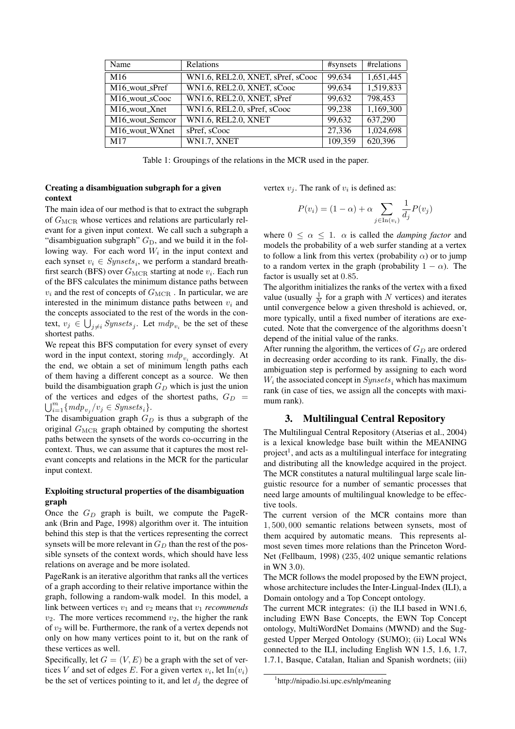| Name | Relations | #synsets | #relations |
| --- | --- | --- | --- |
| M16 | WN1.6, REL2.0, XNET, sPref, sCooc | 99,634 | 1,651,445 |
| M16_wout_sPref | WN1.6, REL2.0, XNET, sCooc | 99,634 | 1,519,833 |
| M16_wout_sCooc | WN1.6, REL2.0, XNET, sPref | 99,632 | 798,453 |
| M16_wout_Xnet | WN1.6, REL2.0, sPref, sCooc | 99,238 | 1,169,300 |
| M16_wout_Semcor | WN1.6, REL2.0, XNET | 99,632 | 637,290 |
| M16_wout_WXnet | sPref, sCooc | 27,336 | 1,024,698 |
| M17 | WN1.7, XNET | 109,359 | 620,396 |

Table 1: Groupings of the relations in the MCR used in the paper.

**Creating a disambiguation subgraph for a given context**

The main idea of our method is that to extract the subgraph of $G_{\mathrm{MCR}}$ whose vertices and relations are particularly relevant for a given input context. We call such a subgraph a "disambiguation subgraph" $G_{\mathrm{D}}$, and we build it in the following way. For each word $W_i$ in the input context and each synset $v_i \in Synsets_i$, we perform a standard breath-first search (BFS) over $G_{\mathrm{MCR}}$ starting at node $v_i$. Each run of the BFS calculates the minimum distance paths between $v_i$ and the rest of concepts of $G_{\mathrm{MCR}}$ . In particular, we are interested in the minimum distance paths between $v_i$ and the concepts associated to the rest of the words in the context, $v_j \in \bigcup_{j \neq i} Synsets_j$. Let $mdp_{v_i}$ be the set of these shortest paths.

We repeat this BFS computation for every synset of every word in the input context, storing $mdp_{v_i}$ accordingly. At the end, we obtain a set of minimum length paths each of them having a different concept as a source. We then build the disambiguation graph $G_D$ which is just the union of the vertices and edges of the shortest paths, $G_D = \bigcup_{i=1}^{m} \{mdp_{v_j} / v_j \in Synsets_i\}$.

The disambiguation graph $G_D$ is thus a subgraph of the original $G_{\mathrm{MCR}}$ graph obtained by computing the shortest paths between the synsets of the words co-occurring in the context. Thus, we can assume that it captures the most relevant concepts and relations in the MCR for the particular input context.

**Exploiting structural properties of the disambiguation graph**

Once the $G_D$ graph is built, we compute the PageRank (Brin and Page, 1998) algorithm over it. The intuition behind this step is that the vertices representing the correct synsets will be more relevant in $G_D$ than the rest of the possible synsets of the context words, which should have less relations on average and be more isolated.

PageRank is an iterative algorithm that ranks all the vertices of a graph according to their relative importance within the graph, following a random-walk model. In this model, a link between vertices $v_1$ and $v_2$ means that $v_1$ *recommends* $v_2$. The more vertices recommend $v_2$, the higher the rank of $v_2$ will be. Furthermore, the rank of a vertex depends not only on how many vertices point to it, but on the rank of these vertices as well.

Specifically, let $G = (V, E)$ be a graph with the set of vertices $V$ and set of edges $E$. For a given vertex $v_i$, let $\mathrm{In}(v_i)$ be the set of vertices pointing to it, and let $d_j$ the degree of vertex $v_j$. The rank of $v_i$ is defined as:

$$P(v_i) = (1 - \alpha) + \alpha \sum_{j \in \mathrm{In}(v_i)} \frac{1}{d_j} P(v_j)$$

where $0 \leq \alpha \leq 1$. $\alpha$ is called the *damping factor* and models the probability of a web surfer standing at a vertex to follow a link from this vertex (probability $\alpha$) or to jump to a random vertex in the graph (probability $1 - \alpha$). The factor is usually set at $0.85$.

The algorithm initializes the ranks of the vertex with a fixed value (usually $\frac{1}{N}$ for a graph with $N$ vertices) and iterates until convergence below a given threshold is achieved, or, more typically, until a fixed number of iterations are executed. Note that the convergence of the algorithms doesn't depend of the initial value of the ranks.

After running the algorithm, the vertices of $G_D$ are ordered in decreasing order according to its rank. Finally, the disambiguation step is performed by assigning to each word $W_i$ the associated concept in $Synsets_i$ which has maximum rank (in case of ties, we assign all the concepts with maximum rank).

## 3. Multilingual Central Repository

The Multilingual Central Repository (Atserias et al., 2004) is a lexical knowledge base built within the MEANING project[1], and acts as a multilingual interface for integrating and distributing all the knowledge acquired in the project. The MCR constitutes a natural multilingual large scale linguistic resource for a number of semantic processes that need large amounts of multilingual knowledge to be effective tools.

The current version of the MCR contains more than $1,500,000$ semantic relations between synsets, most of them acquired by automatic means. This represents almost seven times more relations than the Princeton WordNet (Fellbaum, 1998) ($235,402$ unique semantic relations in WN 3.0).

The MCR follows the model proposed by the EWN project, whose architecture includes the Inter-Lingual-Index (ILI), a Domain ontology and a Top Concept ontology.

The current MCR integrates: (i) the ILI based in WN1.6, including EWN Base Concepts, the EWN Top Concept ontology, MultiWordNet Domains (MWND) and the Suggested Upper Merged Ontology (SUMO); (ii) Local WNs connected to the ILI, including English WN 1.5, 1.6, 1.7, 1.7.1, Basque, Catalan, Italian and Spanish wordnets; (iii)

[1] http://nipadio.lsi.upc.es/nlp/meaning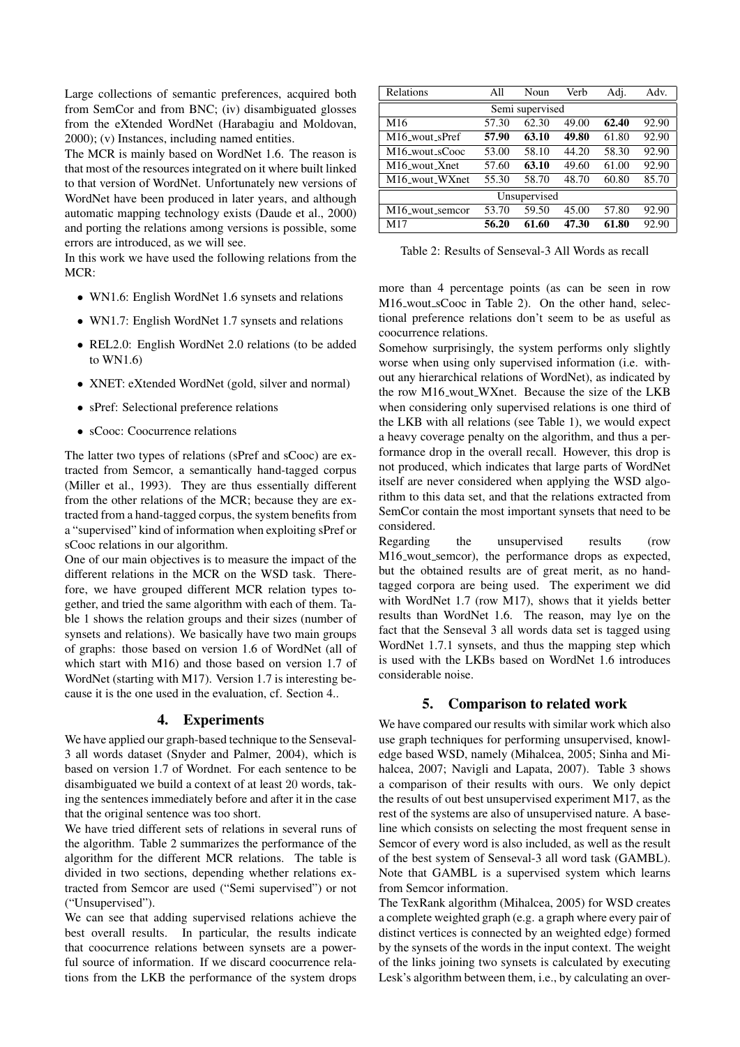Large collections of semantic preferences, acquired both from SemCor and from BNC; (iv) disambiguated glosses from the eXtended WordNet (Harabagiu and Moldovan, 2000); (v) Instances, including named entities.

The MCR is mainly based on WordNet 1.6. The reason is that most of the resources integrated on it where built linked to that version of WordNet. Unfortunately new versions of WordNet have been produced in later years, and although automatic mapping technology exists (Daude et al., 2000) and porting the relations among versions is possible, some errors are introduced, as we will see.

In this work we have used the following relations from the MCR:

- WN1.6: English WordNet 1.6 synsets and relations
- WN1.7: English WordNet 1.7 synsets and relations
- REL2.0: English WordNet 2.0 relations (to be added to WN1.6)
- XNET: eXtended WordNet (gold, silver and normal)
- sPref: Selectional preference relations
- sCooc: Coocurrence relations

The latter two types of relations (sPref and sCooc) are extracted from Semcor, a semantically hand-tagged corpus (Miller et al., 1993). They are thus essentially different from the other relations of the MCR; because they are extracted from a hand-tagged corpus, the system benefits from a "supervised" kind of information when exploiting sPref or sCooc relations in our algorithm.

One of our main objectives is to measure the impact of the different relations in the MCR on the WSD task. Therefore, we have grouped different MCR relation types together, and tried the same algorithm with each of them. Table 1 shows the relation groups and their sizes (number of synsets and relations). We basically have two main groups of graphs: those based on version 1.6 of WordNet (all of which start with M16) and those based on version 1.7 of WordNet (starting with M17). Version 1.7 is interesting because it is the one used in the evaluation, cf. Section 4..

## 4. Experiments

We have applied our graph-based technique to the Senseval-3 all words dataset (Snyder and Palmer, 2004), which is based on version 1.7 of Wordnet. For each sentence to be disambiguated we build a context of at least 20 words, taking the sentences immediately before and after it in the case that the original sentence was too short.

We have tried different sets of relations in several runs of the algorithm. Table 2 summarizes the performance of the algorithm for the different MCR relations. The table is divided in two sections, depending whether relations extracted from Semcor are used ("Semi supervised") or not ("Unsupervised").

We can see that adding supervised relations achieve the best overall results. In particular, the results indicate that coocurrence relations between synsets are a powerful source of information. If we discard coocurrence relations from the LKB the performance of the system drops more than 4 percentage points (as can be seen in row M16_wout_sCooc in Table 2). On the other hand, selectional preference relations don't seem to be as useful as coocurrence relations.

| Relations | All | Noun | Verb | Adj. | Adv. |
|---|---|---|---|---|---|
| Semi supervised | | | | | |
| M16 | 57.30 | 62.30 | 49.00 | **62.40** | 92.90 |
| M16_wout_sPref | **57.90** | **63.10** | **49.80** | 61.80 | 92.90 |
| M16_wout_sCooc | 53.00 | 58.10 | 44.20 | 58.30 | 92.90 |
| M16_wout_Xnet | 57.60 | **63.10** | 49.60 | 61.00 | 92.90 |
| M16_wout_WXnet | 55.30 | 58.70 | 48.70 | 60.80 | 85.70 |
| Unsupervised | | | | | |
| M16_wout_semcor | 53.70 | 59.50 | 45.00 | 57.80 | 92.90 |
| M17 | **56.20** | **61.60** | **47.30** | **61.80** | 92.90 |

Table 2: Results of Senseval-3 All Words as recall

Somehow surprisingly, the system performs only slightly worse when using only supervised information (i.e. without any hierarchical relations of WordNet), as indicated by the row M16_wout_WXnet. Because the size of the LKB when considering only supervised relations is one third of the LKB with all relations (see Table 1), we would expect a heavy coverage penalty on the algorithm, and thus a performance drop in the overall recall. However, this drop is not produced, which indicates that large parts of WordNet itself are never considered when applying the WSD algorithm to this data set, and that the relations extracted from SemCor contain the most important synsets that need to be considered.

Regarding the unsupervised results (row M16_wout_semcor), the performance drops as expected, but the obtained results are of great merit, as no hand-tagged corpora are being used. The experiment we did with WordNet 1.7 (row M17), shows that it yields better results than WordNet 1.6. The reason, may lye on the fact that the Senseval 3 all words data set is tagged using WordNet 1.7.1 synsets, and thus the mapping step which is used with the LKBs based on WordNet 1.6 introduces considerable noise.

## 5. Comparison to related work

We have compared our results with similar work which also use graph techniques for performing unsupervised, knowledge based WSD, namely (Mihalcea, 2005; Sinha and Mihalcea, 2007; Navigli and Lapata, 2007). Table 3 shows a comparison of their results with ours. We only depict the results of out best unsupervised experiment M17, as the rest of the systems are also of unsupervised nature. A baseline which consists on selecting the most frequent sense in Semcor of every word is also included, as well as the result of the best system of Senseval-3 all word task (GAMBL). Note that GAMBL is a supervised system which learns from Semcor information.

The TexRank algorithm (Mihalcea, 2005) for WSD creates a complete weighted graph (e.g. a graph where every pair of distinct vertices is connected by an weighted edge) formed by the synsets of the words in the input context. The weight of the links joining two synsets is calculated by executing Lesk's algorithm between them, i.e., by calculating an over-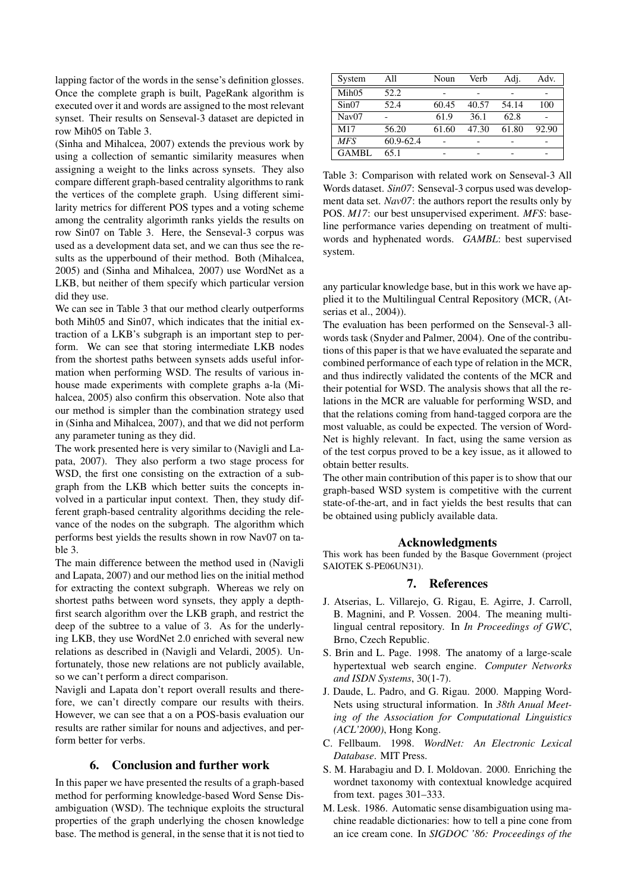lapping factor of the words in the sense's definition glosses. Once the complete graph is built, PageRank algorithm is executed over it and words are assigned to the most relevant synset. Their results on Senseval-3 dataset are depicted in row Mih05 on Table 3.

(Sinha and Mihalcea, 2007) extends the previous work by using a collection of semantic similarity measures when assigning a weight to the links across synsets. They also compare different graph-based centrality algorithms to rank the vertices of the complete graph. Using different similarity metrics for different POS types and a voting scheme among the centrality algorimth ranks yields the results on row Sin07 on Table 3. Here, the Senseval-3 corpus was used as a development data set, and we can thus see the results as the upperbound of their method. Both (Mihalcea, 2005) and (Sinha and Mihalcea, 2007) use WordNet as a LKB, but neither of them specify which particular version did they use.

We can see in Table 3 that our method clearly outperforms both Mih05 and Sin07, which indicates that the initial extraction of a LKB's subgraph is an important step to perform. We can see that storing intermediate LKB nodes from the shortest paths between synsets adds useful information when performing WSD. The results of various inhouse made experiments with complete graphs a-la (Mihalcea, 2005) also confirm this observation. Note also that our method is simpler than the combination strategy used in (Sinha and Mihalcea, 2007), and that we did not perform any parameter tuning as they did.

The work presented here is very similar to (Navigli and Lapata, 2007). They also perform a two stage process for WSD, the first one consisting on the extraction of a subgraph from the LKB which better suits the concepts involved in a particular input context. Then, they study different graph-based centrality algorithms deciding the relevance of the nodes on the subgraph. The algorithm which performs best yields the results shown in row Nav07 on table 3.

The main difference between the method used in (Navigli and Lapata, 2007) and our method lies on the initial method for extracting the context subgraph. Whereas we rely on shortest paths between word synsets, they apply a depth-first search algorithm over the LKB graph, and restrict the deep of the subtree to a value of 3. As for the underlying LKB, they use WordNet 2.0 enriched with several new relations as described in (Navigli and Velardi, 2005). Unfortunately, those new relations are not publicly available, so we can't perform a direct comparison.

Navigli and Lapata don't report overall results and therefore, we can't directly compare our results with theirs. However, we can see that a on a POS-basis evaluation our results are rather similar for nouns and adjectives, and perform better for verbs.

| System | All | Noun | Verb | Adj. | Adv. |
|---|---|---|---|---|---|
| Mih05 | 52.2 | - | - | - | - |
| Sin07 | 52.4 | 60.45 | 40.57 | 54.14 | 100 |
| Nav07 | - | 61.9 | 36.1 | 62.8 | - |
| M17 | 56.20 | 61.60 | 47.30 | 61.80 | 92.90 |
| *MFS* | 60.9-62.4 | - | - | - | - |
| GAMBL | 65.1 | - | - | - | - |

Table 3: Comparison with related work on Senseval-3 All Words dataset. *Sin07*: Senseval-3 corpus used was development data set. *Nav07*: the authors report the results only by POS. *M17*: our best unsupervised experiment. *MFS*: baseline performance varies depending on treatment of multiwords and hyphenated words. *GAMBL*: best supervised system.

## 6. Conclusion and further work

In this paper we have presented the results of a graph-based method for performing knowledge-based Word Sense Disambiguation (WSD). The technique exploits the structural properties of the graph underlying the chosen knowledge base. The method is general, in the sense that it is not tied to any particular knowledge base, but in this work we have applied it to the Multilingual Central Repository (MCR, (Atserias et al., 2004)).

The evaluation has been performed on the Senseval-3 all-words task (Snyder and Palmer, 2004). One of the contributions of this paper is that we have evaluated the separate and combined performance of each type of relation in the MCR, and thus indirectly validated the contents of the MCR and their potential for WSD. The analysis shows that all the relations in the MCR are valuable for performing WSD, and that the relations coming from hand-tagged corpora are the most valuable, as could be expected. The version of WordNet is highly relevant. In fact, using the same version as of the test corpus proved to be a key issue, as it allowed to obtain better results.

The other main contribution of this paper is to show that our graph-based WSD system is competitive with the current state-of-the-art, and in fact yields the best results that can be obtained using publicly available data.

## Acknowledgments

This work has been funded by the Basque Government (project SAIOTEK S-PE06UN31).

## 7. References

- J. Atserias, L. Villarejo, G. Rigau, E. Agirre, J. Carroll, B. Magnini, and P. Vossen. 2004. The meaning multilingual central repository. In *In Proceedings of GWC*, Brno, Czech Republic.
- S. Brin and L. Page. 1998. The anatomy of a large-scale hypertextual web search engine. *Computer Networks and ISDN Systems*, 30(1-7).
- J. Daude, L. Padro, and G. Rigau. 2000. Mapping WordNets using structural information. In *38th Anual Meeting of the Association for Computational Linguistics (ACL'2000)*, Hong Kong.
- C. Fellbaum. 1998. *WordNet: An Electronic Lexical Database*. MIT Press.
- S. M. Harabagiu and D. I. Moldovan. 2000. Enriching the wordnet taxonomy with contextual knowledge acquired from text. pages 301–333.
- M. Lesk. 1986. Automatic sense disambiguation using machine readable dictionaries: how to tell a pine cone from an ice cream cone. In *SIGDOC '86: Proceedings of the*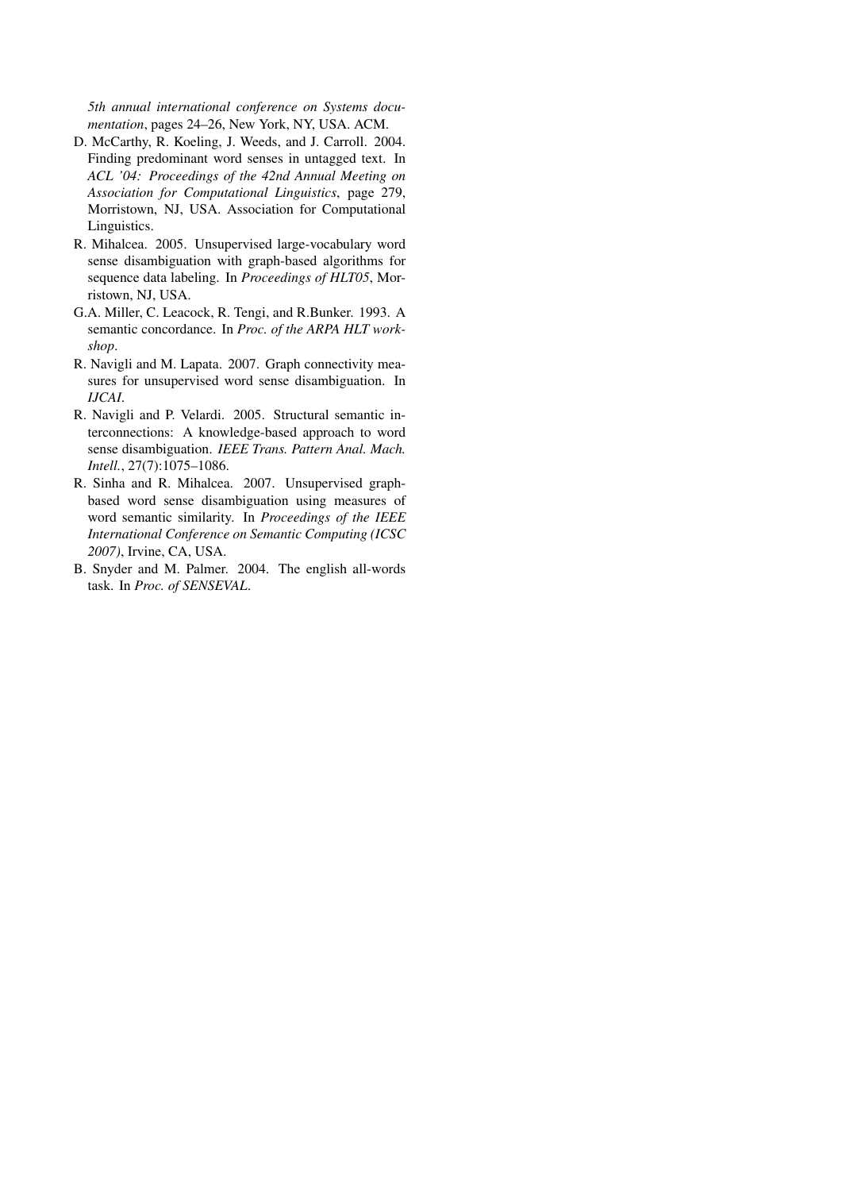*5th annual international conference on Systems documentation*, pages 24–26, New York, NY, USA. ACM.

D. McCarthy, R. Koeling, J. Weeds, and J. Carroll. 2004. Finding predominant word senses in untagged text. In *ACL '04: Proceedings of the 42nd Annual Meeting on Association for Computational Linguistics*, page 279, Morristown, NJ, USA. Association for Computational Linguistics.

R. Mihalcea. 2005. Unsupervised large-vocabulary word sense disambiguation with graph-based algorithms for sequence data labeling. In *Proceedings of HLT05*, Morristown, NJ, USA.

G.A. Miller, C. Leacock, R. Tengi, and R.Bunker. 1993. A semantic concordance. In *Proc. of the ARPA HLT workshop*.

R. Navigli and M. Lapata. 2007. Graph connectivity measures for unsupervised word sense disambiguation. In *IJCAI*.

R. Navigli and P. Velardi. 2005. Structural semantic interconnections: A knowledge-based approach to word sense disambiguation. *IEEE Trans. Pattern Anal. Mach. Intell.*, 27(7):1075–1086.

R. Sinha and R. Mihalcea. 2007. Unsupervised graph-based word sense disambiguation using measures of word semantic similarity. In *Proceedings of the IEEE International Conference on Semantic Computing (ICSC 2007)*, Irvine, CA, USA.

B. Snyder and M. Palmer. 2004. The english all-words task. In *Proc. of SENSEVAL*.